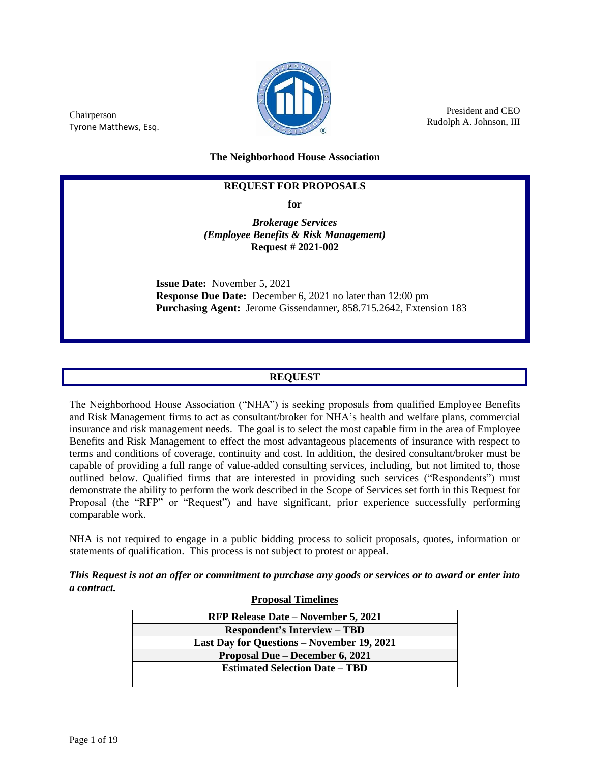Chairperson
Tyrone Matthews, Esq.

President and CEO
Rudolph A. Johnson, III

**The Neighborhood House Association**

## REQUEST FOR PROPOSALS

**for**

***Brokerage Services***
***(Employee Benefits & Risk Management)***
**Request # 2021-002**

**Issue Date:** November 5, 2021
**Response Due Date:** December 6, 2021 no later than 12:00 pm
**Purchasing Agent:** Jerome Gissendanner, 858.715.2642, Extension 183

## REQUEST

The Neighborhood House Association ("NHA") is seeking proposals from qualified Employee Benefits and Risk Management firms to act as consultant/broker for NHA's health and welfare plans, commercial insurance and risk management needs. The goal is to select the most capable firm in the area of Employee Benefits and Risk Management to effect the most advantageous placements of insurance with respect to terms and conditions of coverage, continuity and cost. In addition, the desired consultant/broker must be capable of providing a full range of value-added consulting services, including, but not limited to, those outlined below. Qualified firms that are interested in providing such services ("Respondents") must demonstrate the ability to perform the work described in the Scope of Services set forth in this Request for Proposal (the "RFP" or "Request") and have significant, prior experience successfully performing comparable work.

NHA is not required to engage in a public bidding process to solicit proposals, quotes, information or statements of qualification. This process is not subject to protest or appeal.

***This Request is not an offer or commitment to purchase any goods or services or to award or enter into a contract.***

**Proposal Timelines**

| **RFP Release Date – November 5, 2021** |
|---|
| **Respondent's Interview – TBD** |
| **Last Day for Questions – November 19, 2021** |
| **Proposal Due – December 6, 2021** |
| **Estimated Selection Date – TBD** |
| |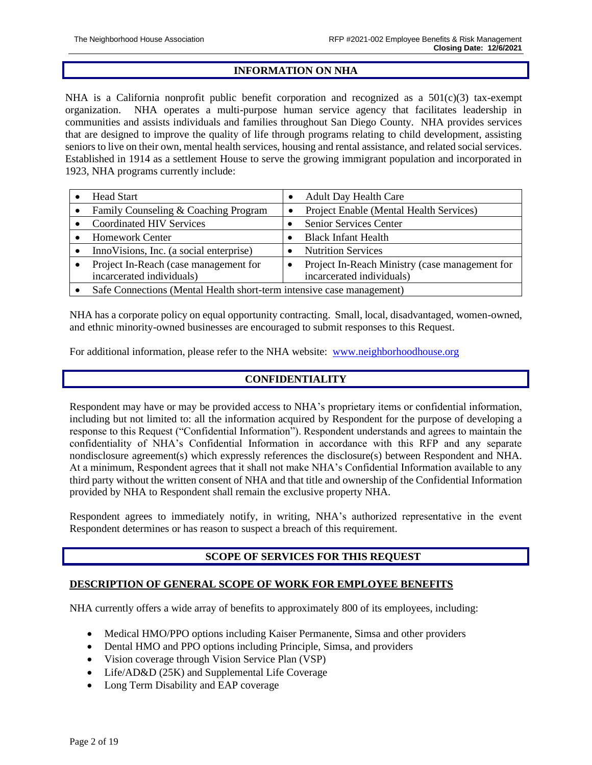## INFORMATION ON NHA

NHA is a California nonprofit public benefit corporation and recognized as a 501(c)(3) tax-exempt organization. NHA operates a multi-purpose human service agency that facilitates leadership in communities and assists individuals and families throughout San Diego County. NHA provides services that are designed to improve the quality of life through programs relating to child development, assisting seniors to live on their own, mental health services, housing and rental assistance, and related social services. Established in 1914 as a settlement House to serve the growing immigrant population and incorporated in 1923, NHA programs currently include:

| | |
|---|---|
| • Head Start | • Adult Day Health Care |
| • Family Counseling & Coaching Program | • Project Enable (Mental Health Services) |
| • Coordinated HIV Services | • Senior Services Center |
| • Homework Center | • Black Infant Health |
| • InnoVisions, Inc. (a social enterprise) | • Nutrition Services |
| • Project In-Reach (case management for incarcerated individuals) | • Project In-Reach Ministry (case management for incarcerated individuals) |
| • Safe Connections (Mental Health short-term intensive case management) | |

NHA has a corporate policy on equal opportunity contracting. Small, local, disadvantaged, women-owned, and ethnic minority-owned businesses are encouraged to submit responses to this Request.

For additional information, please refer to the NHA website: www.neighborhoodhouse.org

## CONFIDENTIALITY

Respondent may have or may be provided access to NHA's proprietary items or confidential information, including but not limited to: all the information acquired by Respondent for the purpose of developing a response to this Request ("Confidential Information"). Respondent understands and agrees to maintain the confidentiality of NHA's Confidential Information in accordance with this RFP and any separate nondisclosure agreement(s) which expressly references the disclosure(s) between Respondent and NHA. At a minimum, Respondent agrees that it shall not make NHA's Confidential Information available to any third party without the written consent of NHA and that title and ownership of the Confidential Information provided by NHA to Respondent shall remain the exclusive property NHA.

Respondent agrees to immediately notify, in writing, NHA's authorized representative in the event Respondent determines or has reason to suspect a breach of this requirement.

## SCOPE OF SERVICES FOR THIS REQUEST

### DESCRIPTION OF GENERAL SCOPE OF WORK FOR EMPLOYEE BENEFITS

NHA currently offers a wide array of benefits to approximately 800 of its employees, including:

- Medical HMO/PPO options including Kaiser Permanente, Simsa and other providers
- Dental HMO and PPO options including Principle, Simsa, and providers
- Vision coverage through Vision Service Plan (VSP)
- Life/AD&D (25K) and Supplemental Life Coverage
- Long Term Disability and EAP coverage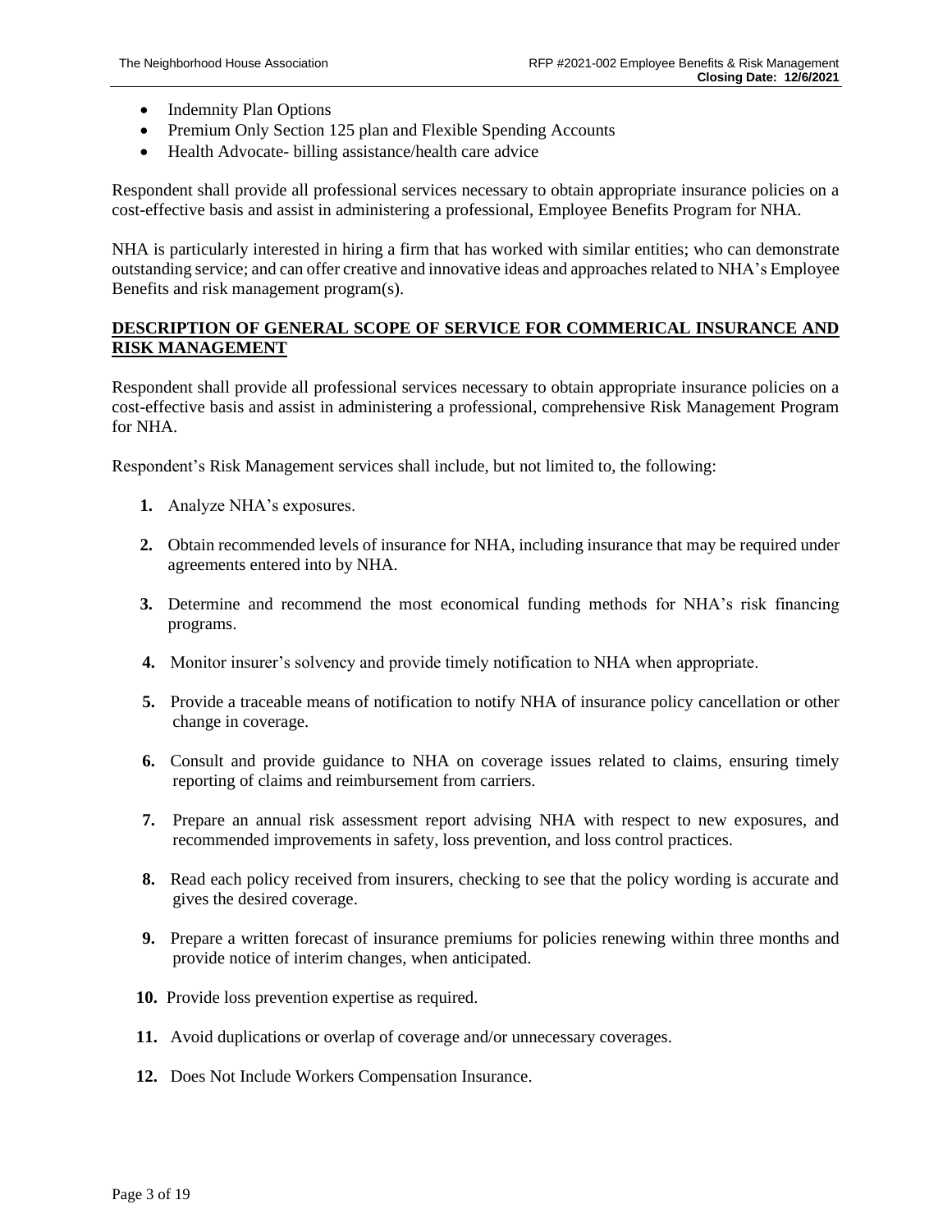- Indemnity Plan Options
- Premium Only Section 125 plan and Flexible Spending Accounts
- Health Advocate- billing assistance/health care advice

Respondent shall provide all professional services necessary to obtain appropriate insurance policies on a cost-effective basis and assist in administering a professional, Employee Benefits Program for NHA.

NHA is particularly interested in hiring a firm that has worked with similar entities; who can demonstrate outstanding service; and can offer creative and innovative ideas and approaches related to NHA's Employee Benefits and risk management program(s).

## DESCRIPTION OF GENERAL SCOPE OF SERVICE FOR COMMERICAL INSURANCE AND RISK MANAGEMENT

Respondent shall provide all professional services necessary to obtain appropriate insurance policies on a cost-effective basis and assist in administering a professional, comprehensive Risk Management Program for NHA.

Respondent's Risk Management services shall include, but not limited to, the following:

1. Analyze NHA's exposures.
2. Obtain recommended levels of insurance for NHA, including insurance that may be required under agreements entered into by NHA.
3. Determine and recommend the most economical funding methods for NHA's risk financing programs.
4. Monitor insurer's solvency and provide timely notification to NHA when appropriate.
5. Provide a traceable means of notification to notify NHA of insurance policy cancellation or other change in coverage.
6. Consult and provide guidance to NHA on coverage issues related to claims, ensuring timely reporting of claims and reimbursement from carriers.
7. Prepare an annual risk assessment report advising NHA with respect to new exposures, and recommended improvements in safety, loss prevention, and loss control practices.
8. Read each policy received from insurers, checking to see that the policy wording is accurate and gives the desired coverage.
9. Prepare a written forecast of insurance premiums for policies renewing within three months and provide notice of interim changes, when anticipated.
10. Provide loss prevention expertise as required.
11. Avoid duplications or overlap of coverage and/or unnecessary coverages.
12. Does Not Include Workers Compensation Insurance.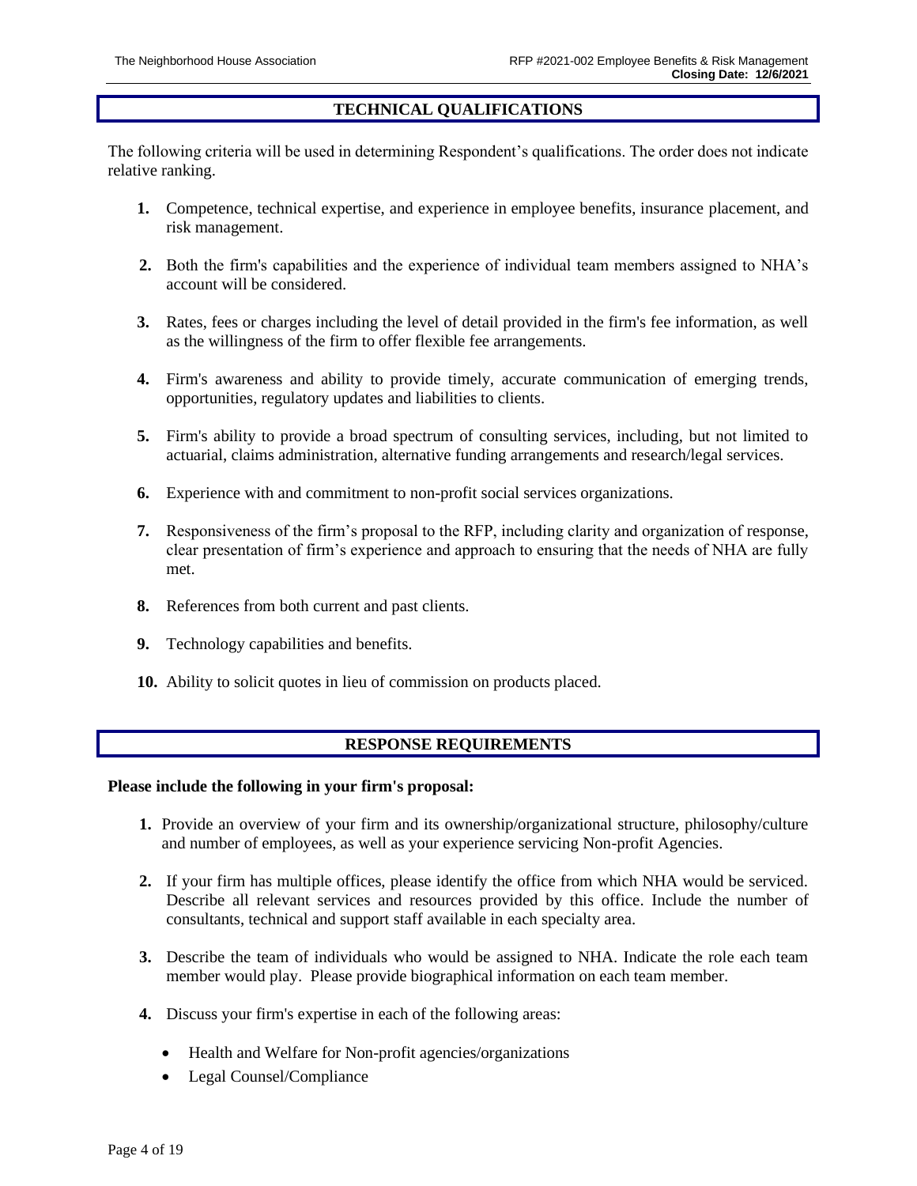## TECHNICAL QUALIFICATIONS

The following criteria will be used in determining Respondent's qualifications. The order does not indicate relative ranking.

1. Competence, technical expertise, and experience in employee benefits, insurance placement, and risk management.
2. Both the firm's capabilities and the experience of individual team members assigned to NHA's account will be considered.
3. Rates, fees or charges including the level of detail provided in the firm's fee information, as well as the willingness of the firm to offer flexible fee arrangements.
4. Firm's awareness and ability to provide timely, accurate communication of emerging trends, opportunities, regulatory updates and liabilities to clients.
5. Firm's ability to provide a broad spectrum of consulting services, including, but not limited to actuarial, claims administration, alternative funding arrangements and research/legal services.
6. Experience with and commitment to non-profit social services organizations.
7. Responsiveness of the firm's proposal to the RFP, including clarity and organization of response, clear presentation of firm's experience and approach to ensuring that the needs of NHA are fully met.
8. References from both current and past clients.
9. Technology capabilities and benefits.
10. Ability to solicit quotes in lieu of commission on products placed.

## RESPONSE REQUIREMENTS

**Please include the following in your firm's proposal:**

1. Provide an overview of your firm and its ownership/organizational structure, philosophy/culture and number of employees, as well as your experience servicing Non-profit Agencies.
2. If your firm has multiple offices, please identify the office from which NHA would be serviced. Describe all relevant services and resources provided by this office. Include the number of consultants, technical and support staff available in each specialty area.
3. Describe the team of individuals who would be assigned to NHA. Indicate the role each team member would play. Please provide biographical information on each team member.
4. Discuss your firm's expertise in each of the following areas:
    - Health and Welfare for Non-profit agencies/organizations
    - Legal Counsel/Compliance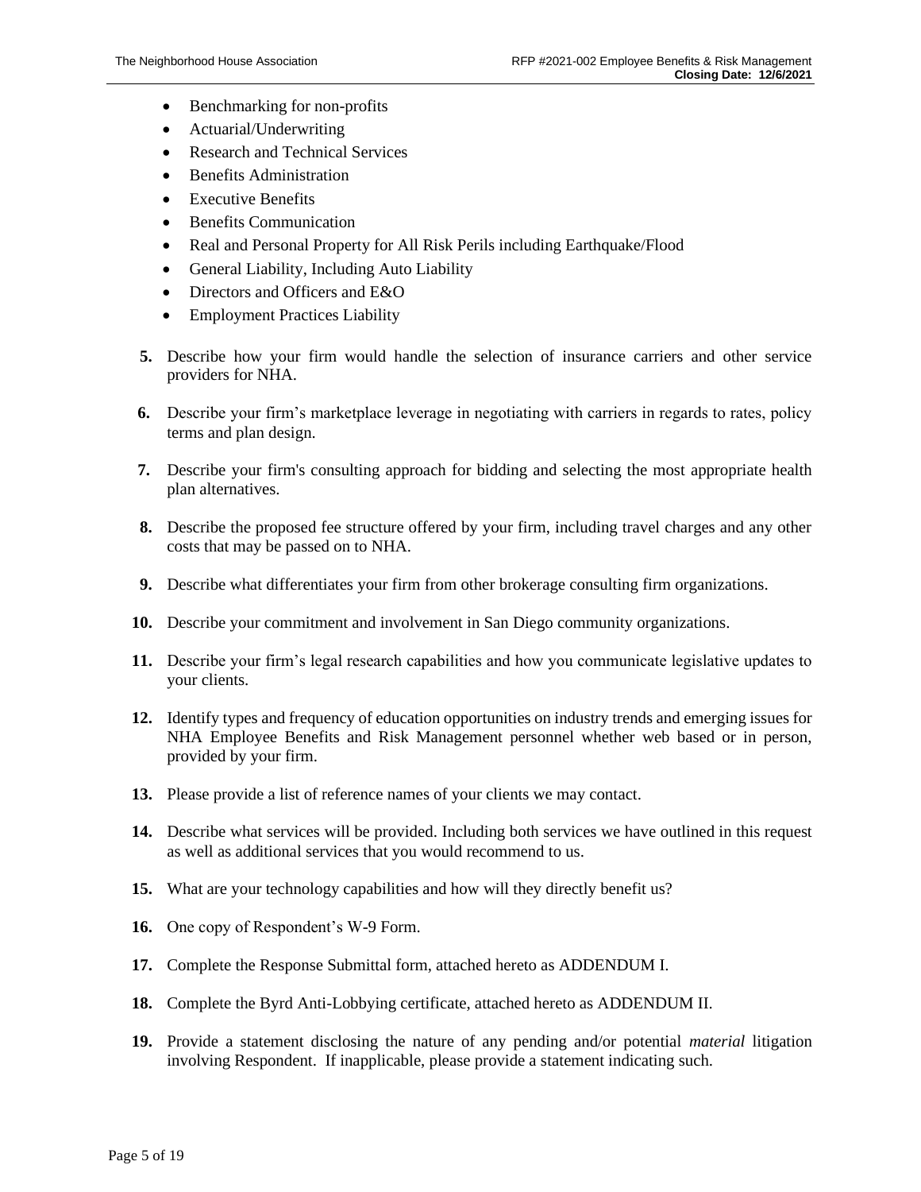- Benchmarking for non-profits
- Actuarial/Underwriting
- Research and Technical Services
- Benefits Administration
- Executive Benefits
- Benefits Communication
- Real and Personal Property for All Risk Perils including Earthquake/Flood
- General Liability, Including Auto Liability
- Directors and Officers and E&O
- Employment Practices Liability

5. Describe how your firm would handle the selection of insurance carriers and other service providers for NHA.

6. Describe your firm's marketplace leverage in negotiating with carriers in regards to rates, policy terms and plan design.

7. Describe your firm's consulting approach for bidding and selecting the most appropriate health plan alternatives.

8. Describe the proposed fee structure offered by your firm, including travel charges and any other costs that may be passed on to NHA.

9. Describe what differentiates your firm from other brokerage consulting firm organizations.

10. Describe your commitment and involvement in San Diego community organizations.

11. Describe your firm's legal research capabilities and how you communicate legislative updates to your clients.

12. Identify types and frequency of education opportunities on industry trends and emerging issues for NHA Employee Benefits and Risk Management personnel whether web based or in person, provided by your firm.

13. Please provide a list of reference names of your clients we may contact.

14. Describe what services will be provided. Including both services we have outlined in this request as well as additional services that you would recommend to us.

15. What are your technology capabilities and how will they directly benefit us?

16. One copy of Respondent's W-9 Form.

17. Complete the Response Submittal form, attached hereto as ADDENDUM I.

18. Complete the Byrd Anti-Lobbying certificate, attached hereto as ADDENDUM II.

19. Provide a statement disclosing the nature of any pending and/or potential *material* litigation involving Respondent. If inapplicable, please provide a statement indicating such.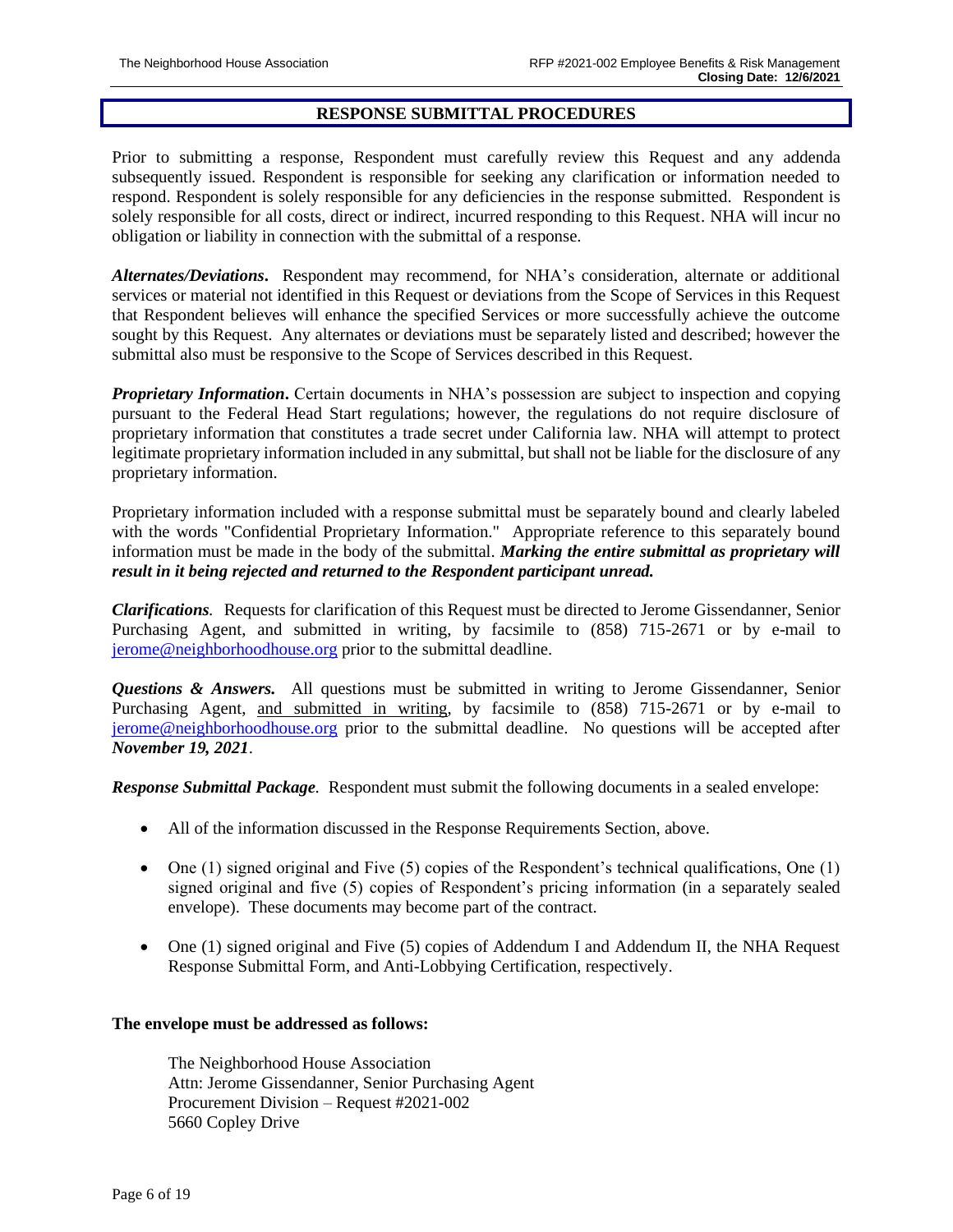## RESPONSE SUBMITTAL PROCEDURES

Prior to submitting a response, Respondent must carefully review this Request and any addenda subsequently issued. Respondent is responsible for seeking any clarification or information needed to respond. Respondent is solely responsible for any deficiencies in the response submitted. Respondent is solely responsible for all costs, direct or indirect, incurred responding to this Request. NHA will incur no obligation or liability in connection with the submittal of a response.

***Alternates/Deviations***. Respondent may recommend, for NHA's consideration, alternate or additional services or material not identified in this Request or deviations from the Scope of Services in this Request that Respondent believes will enhance the specified Services or more successfully achieve the outcome sought by this Request. Any alternates or deviations must be separately listed and described; however the submittal also must be responsive to the Scope of Services described in this Request.

***Proprietary Information***. Certain documents in NHA's possession are subject to inspection and copying pursuant to the Federal Head Start regulations; however, the regulations do not require disclosure of proprietary information that constitutes a trade secret under California law. NHA will attempt to protect legitimate proprietary information included in any submittal, but shall not be liable for the disclosure of any proprietary information.

Proprietary information included with a response submittal must be separately bound and clearly labeled with the words "Confidential Proprietary Information." Appropriate reference to this separately bound information must be made in the body of the submittal. ***Marking the entire submittal as proprietary will result in it being rejected and returned to the Respondent participant unread.***

***Clarifications***. Requests for clarification of this Request must be directed to Jerome Gissendanner, Senior Purchasing Agent, and submitted in writing, by facsimile to (858) 715-2671 or by e-mail to jerome@neighborhoodhouse.org prior to the submittal deadline.

***Questions & Answers.*** All questions must be submitted in writing to Jerome Gissendanner, Senior Purchasing Agent, and submitted in writing, by facsimile to (858) 715-2671 or by e-mail to jerome@neighborhoodhouse.org prior to the submittal deadline. No questions will be accepted after ***November 19, 2021***.

***Response Submittal Package***. Respondent must submit the following documents in a sealed envelope:

- All of the information discussed in the Response Requirements Section, above.
- One (1) signed original and Five (5) copies of the Respondent's technical qualifications, One (1) signed original and five (5) copies of Respondent's pricing information (in a separately sealed envelope). These documents may become part of the contract.
- One (1) signed original and Five (5) copies of Addendum I and Addendum II, the NHA Request Response Submittal Form, and Anti-Lobbying Certification, respectively.

**The envelope must be addressed as follows:**

The Neighborhood House Association
Attn: Jerome Gissendanner, Senior Purchasing Agent
Procurement Division – Request #2021-002
5660 Copley Drive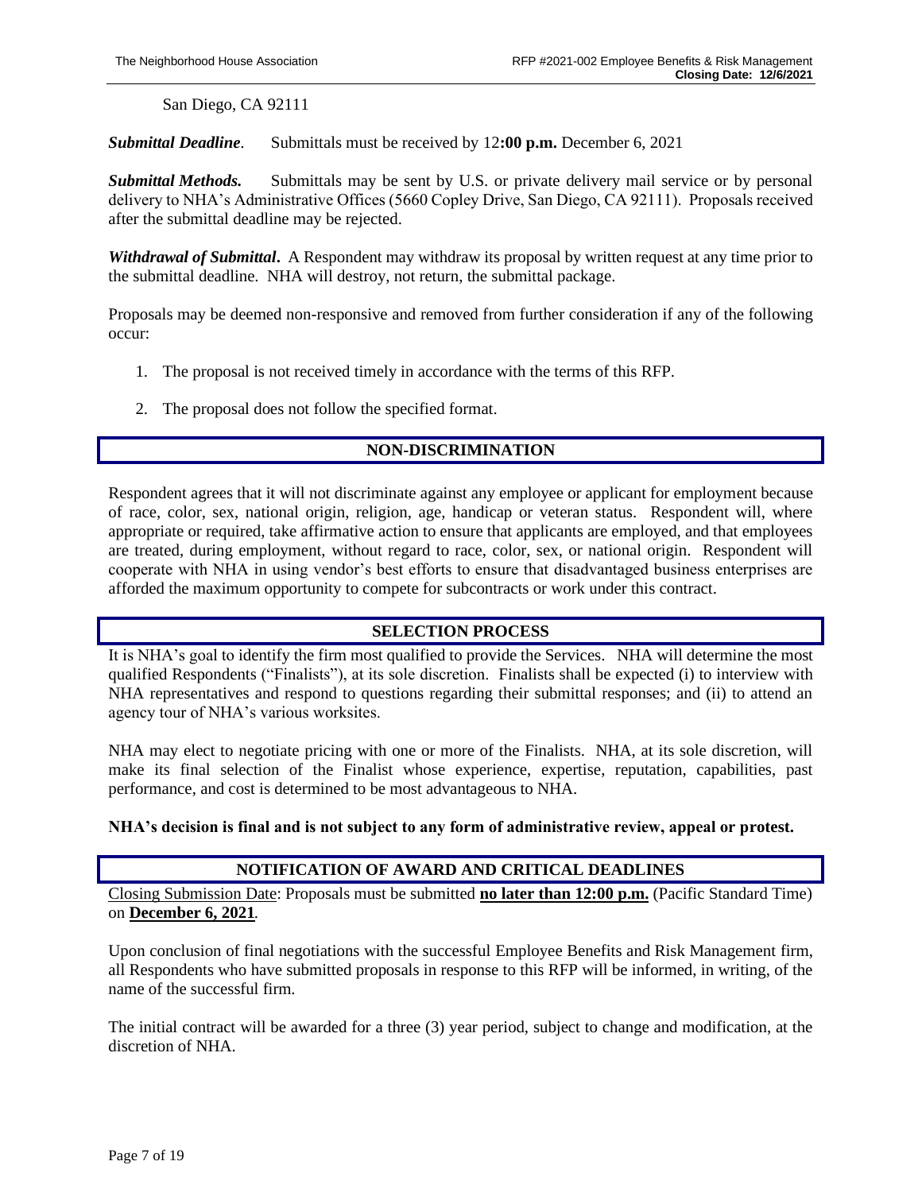San Diego, CA 92111

***Submittal Deadline***. Submittals must be received by 12**:00 p.m.** December 6, 2021

***Submittal Methods.*** Submittals may be sent by U.S. or private delivery mail service or by personal delivery to NHA's Administrative Offices (5660 Copley Drive, San Diego, CA 92111). Proposals received after the submittal deadline may be rejected.

***Withdrawal of Submittal***. A Respondent may withdraw its proposal by written request at any time prior to the submittal deadline. NHA will destroy, not return, the submittal package.

Proposals may be deemed non-responsive and removed from further consideration if any of the following occur:

1. The proposal is not received timely in accordance with the terms of this RFP.
2. The proposal does not follow the specified format.

## NON-DISCRIMINATION

Respondent agrees that it will not discriminate against any employee or applicant for employment because of race, color, sex, national origin, religion, age, handicap or veteran status. Respondent will, where appropriate or required, take affirmative action to ensure that applicants are employed, and that employees are treated, during employment, without regard to race, color, sex, or national origin. Respondent will cooperate with NHA in using vendor's best efforts to ensure that disadvantaged business enterprises are afforded the maximum opportunity to compete for subcontracts or work under this contract.

## SELECTION PROCESS

It is NHA's goal to identify the firm most qualified to provide the Services. NHA will determine the most qualified Respondents ("Finalists"), at its sole discretion. Finalists shall be expected (i) to interview with NHA representatives and respond to questions regarding their submittal responses; and (ii) to attend an agency tour of NHA's various worksites.

NHA may elect to negotiate pricing with one or more of the Finalists. NHA, at its sole discretion, will make its final selection of the Finalist whose experience, expertise, reputation, capabilities, past performance, and cost is determined to be most advantageous to NHA.

**NHA's decision is final and is not subject to any form of administrative review, appeal or protest.**

## NOTIFICATION OF AWARD AND CRITICAL DEADLINES

Closing Submission Date: Proposals must be submitted **no later than 12:00 p.m.** (Pacific Standard Time) on **December 6, 2021**.

Upon conclusion of final negotiations with the successful Employee Benefits and Risk Management firm, all Respondents who have submitted proposals in response to this RFP will be informed, in writing, of the name of the successful firm.

The initial contract will be awarded for a three (3) year period, subject to change and modification, at the discretion of NHA.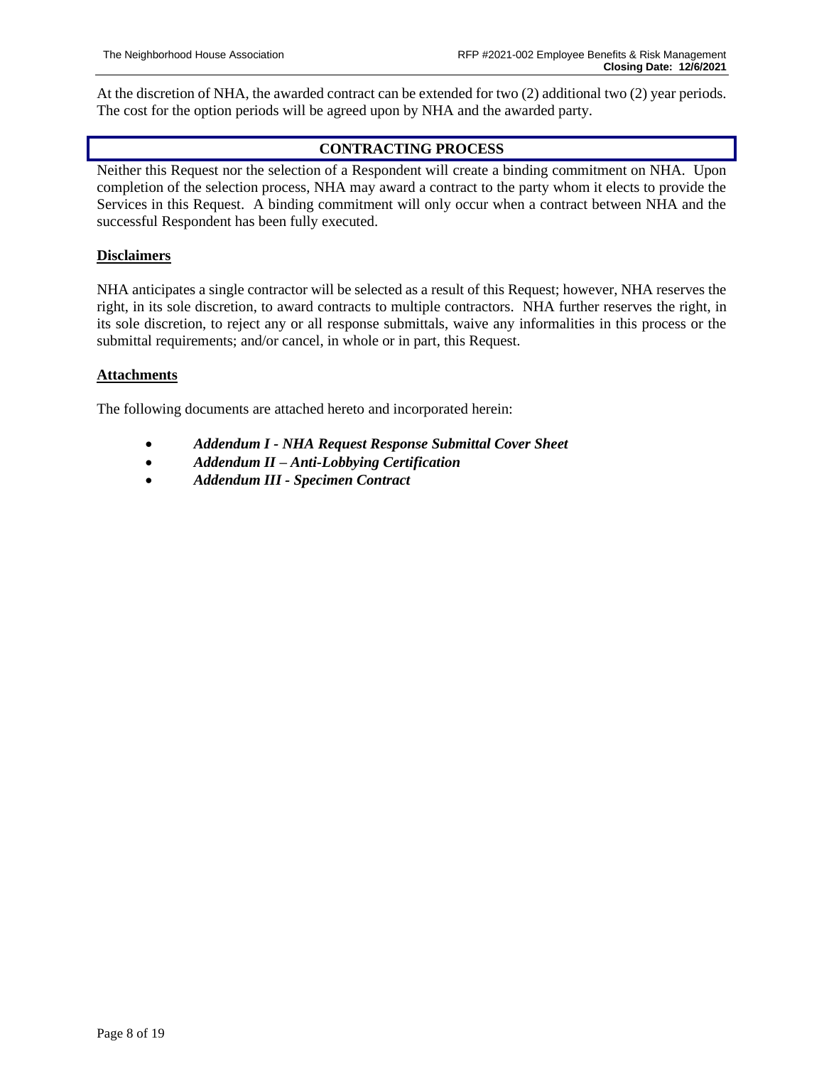At the discretion of NHA, the awarded contract can be extended for two (2) additional two (2) year periods. The cost for the option periods will be agreed upon by NHA and the awarded party.

## CONTRACTING PROCESS

Neither this Request nor the selection of a Respondent will create a binding commitment on NHA. Upon completion of the selection process, NHA may award a contract to the party whom it elects to provide the Services in this Request. A binding commitment will only occur when a contract between NHA and the successful Respondent has been fully executed.

### Disclaimers

NHA anticipates a single contractor will be selected as a result of this Request; however, NHA reserves the right, in its sole discretion, to award contracts to multiple contractors. NHA further reserves the right, in its sole discretion, to reject any or all response submittals, waive any informalities in this process or the submittal requirements; and/or cancel, in whole or in part, this Request.

### Attachments

The following documents are attached hereto and incorporated herein:

- ***Addendum I - NHA Request Response Submittal Cover Sheet***
- ***Addendum II – Anti-Lobbying Certification***
- ***Addendum III - Specimen Contract***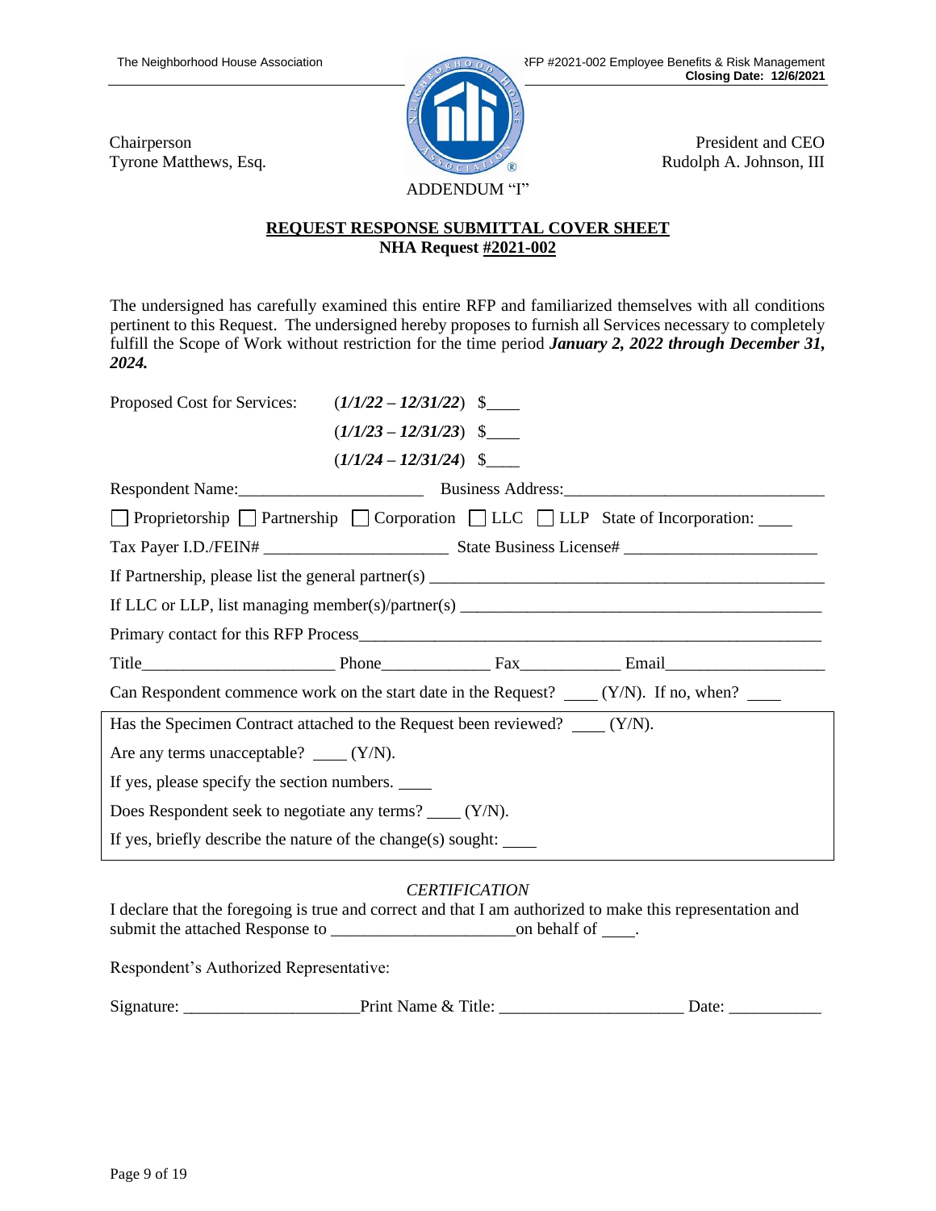Chairperson
Tyrone Matthews, Esq.

President and CEO
Rudolph A. Johnson, III

ADDENDUM "I"

**REQUEST RESPONSE SUBMITTAL COVER SHEET**
**NHA Request #2021-002**

The undersigned has carefully examined this entire RFP and familiarized themselves with all conditions pertinent to this Request. The undersigned hereby proposes to furnish all Services necessary to completely fulfill the Scope of Work without restriction for the time period ***January 2, 2022 through December 31, 2024.***

Proposed Cost for Services: (***1/1/22 – 12/31/22***) $____

(***1/1/23 – 12/31/23***) $____

(***1/1/24 – 12/31/24***) $____

Respondent Name:_____________________ Business Address:_____________________________

☐ Proprietorship ☐ Partnership ☐ Corporation ☐ LLC ☐ LLP State of Incorporation: ____

Tax Payer I.D./FEIN# _____________________ State Business License# ______________________

If Partnership, please list the general partner(s) _____________________________________________

If LLC or LLP, list managing member(s)/partner(s) ___________________________________________

Primary contact for this RFP Process_______________________________________________________

Title______________________ Phone____________ Fax___________ Email__________________

Can Respondent commence work on the start date in the Request? ____ (Y/N). If no, when? ____

Has the Specimen Contract attached to the Request been reviewed? ____ (Y/N).

Are any terms unacceptable? ____ (Y/N).

If yes, please specify the section numbers. ____

Does Respondent seek to negotiate any terms? ____ (Y/N).

If yes, briefly describe the nature of the change(s) sought: ____

*CERTIFICATION*

I declare that the foregoing is true and correct and that I am authorized to make this representation and submit the attached Response to _____________________on behalf of ____.

Respondent's Authorized Representative:

Signature: ____________________Print Name & Title: _____________________ Date: ___________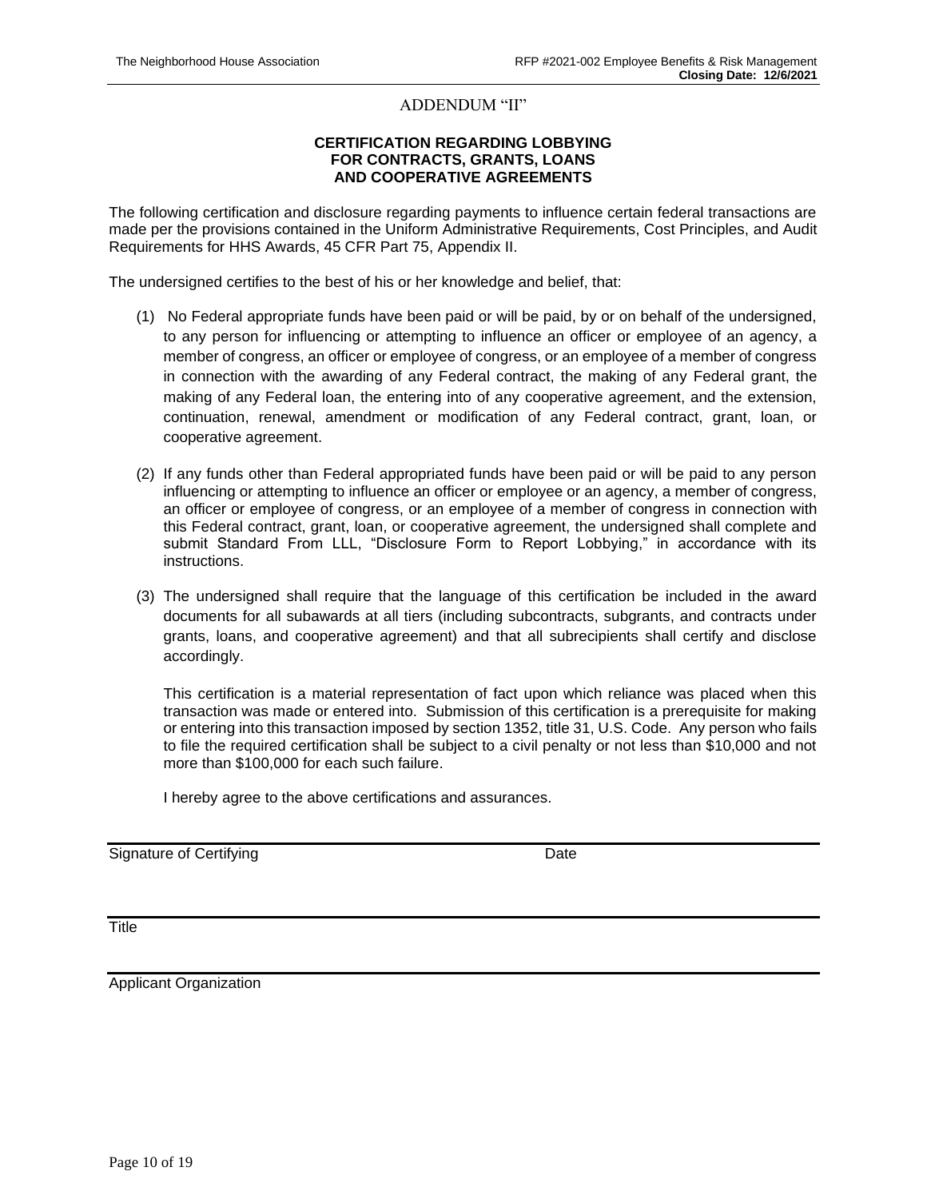ADDENDUM "II"

**CERTIFICATION REGARDING LOBBYING FOR CONTRACTS, GRANTS, LOANS AND COOPERATIVE AGREEMENTS**

The following certification and disclosure regarding payments to influence certain federal transactions are made per the provisions contained in the Uniform Administrative Requirements, Cost Principles, and Audit Requirements for HHS Awards, 45 CFR Part 75, Appendix II.

The undersigned certifies to the best of his or her knowledge and belief, that:

(1) No Federal appropriate funds have been paid or will be paid, by or on behalf of the undersigned, to any person for influencing or attempting to influence an officer or employee of an agency, a member of congress, an officer or employee of congress, or an employee of a member of congress in connection with the awarding of any Federal contract, the making of any Federal grant, the making of any Federal loan, the entering into of any cooperative agreement, and the extension, continuation, renewal, amendment or modification of any Federal contract, grant, loan, or cooperative agreement.

(2) If any funds other than Federal appropriated funds have been paid or will be paid to any person influencing or attempting to influence an officer or employee or an agency, a member of congress, an officer or employee of congress, or an employee of a member of congress in connection with this Federal contract, grant, loan, or cooperative agreement, the undersigned shall complete and submit Standard From LLL, "Disclosure Form to Report Lobbying," in accordance with its instructions.

(3) The undersigned shall require that the language of this certification be included in the award documents for all subawards at all tiers (including subcontracts, subgrants, and contracts under grants, loans, and cooperative agreement) and that all subrecipients shall certify and disclose accordingly.

This certification is a material representation of fact upon which reliance was placed when this transaction was made or entered into. Submission of this certification is a prerequisite for making or entering into this transaction imposed by section 1352, title 31, U.S. Code. Any person who fails to file the required certification shall be subject to a civil penalty or not less than $10,000 and not more than $100,000 for each such failure.

I hereby agree to the above certifications and assurances.

______________________________________________________________________

Signature of Certifying                                                        Date

______________________________________________________________________

Title

______________________________________________________________________

Applicant Organization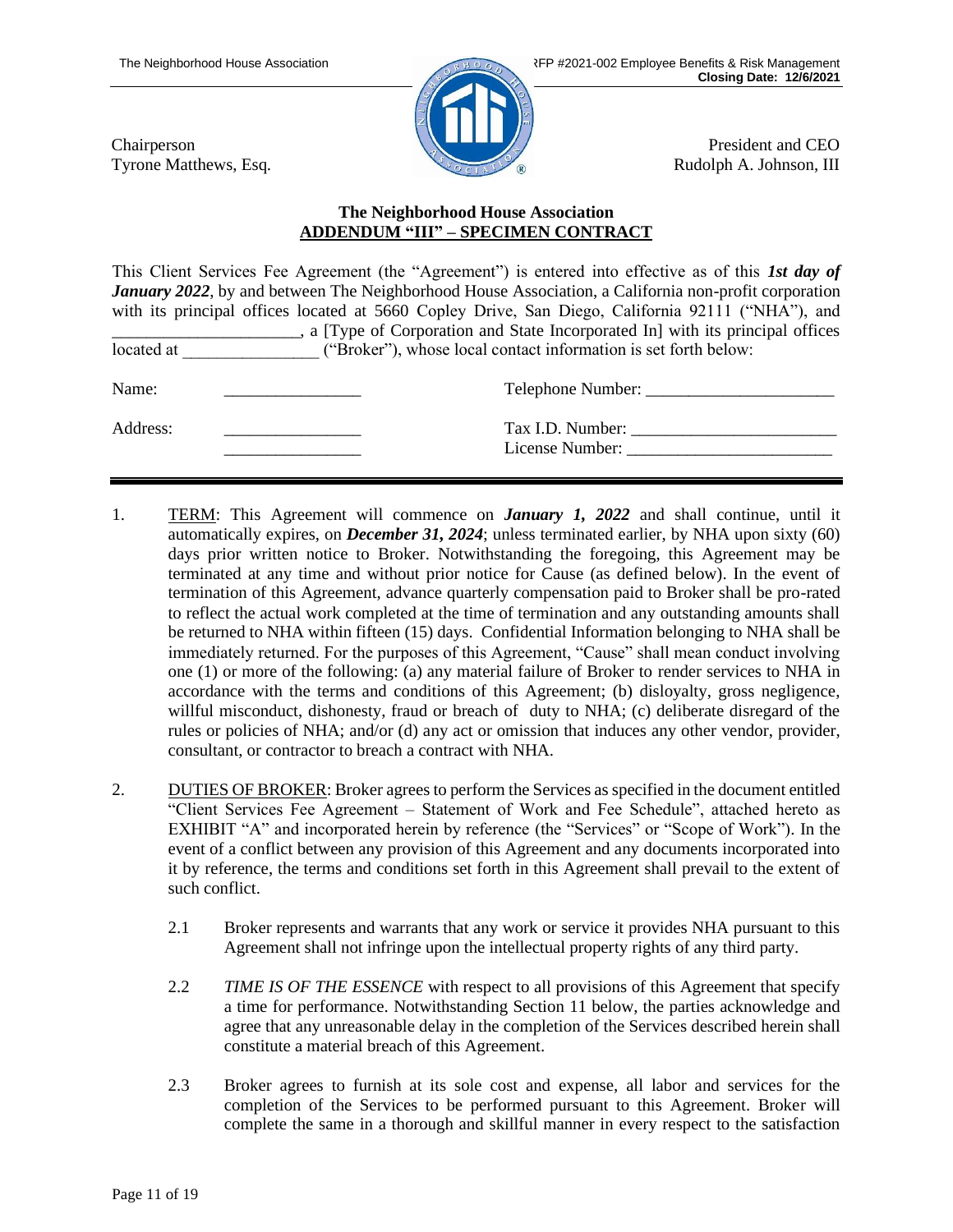Chairperson
Tyrone Matthews, Esq.

President and CEO
Rudolph A. Johnson, III

**The Neighborhood House Association**
**ADDENDUM "III" – SPECIMEN CONTRACT**

This Client Services Fee Agreement (the "Agreement") is entered into effective as of this ***1st day of January 2022***, by and between The Neighborhood House Association, a California non-profit corporation with its principal offices located at 5660 Copley Drive, San Diego, California 92111 ("NHA"), and ______________________, a [Type of Corporation and State Incorporated In] with its principal offices located at ________________ ("Broker"), whose local contact information is set forth below:

Name: ________________ Telephone Number: ______________________

Address: ________________ Tax I.D. Number: ________________________
________________ License Number: ________________________

---

1. TERM: This Agreement will commence on ***January 1, 2022*** and shall continue, until it automatically expires, on ***December 31, 2024***; unless terminated earlier, by NHA upon sixty (60) days prior written notice to Broker. Notwithstanding the foregoing, this Agreement may be terminated at any time and without prior notice for Cause (as defined below). In the event of termination of this Agreement, advance quarterly compensation paid to Broker shall be pro-rated to reflect the actual work completed at the time of termination and any outstanding amounts shall be returned to NHA within fifteen (15) days. Confidential Information belonging to NHA shall be immediately returned. For the purposes of this Agreement, "Cause" shall mean conduct involving one (1) or more of the following: (a) any material failure of Broker to render services to NHA in accordance with the terms and conditions of this Agreement; (b) disloyalty, gross negligence, willful misconduct, dishonesty, fraud or breach of duty to NHA; (c) deliberate disregard of the rules or policies of NHA; and/or (d) any act or omission that induces any other vendor, provider, consultant, or contractor to breach a contract with NHA.

2. DUTIES OF BROKER: Broker agrees to perform the Services as specified in the document entitled "Client Services Fee Agreement – Statement of Work and Fee Schedule", attached hereto as EXHIBIT "A" and incorporated herein by reference (the "Services" or "Scope of Work"). In the event of a conflict between any provision of this Agreement and any documents incorporated into it by reference, the terms and conditions set forth in this Agreement shall prevail to the extent of such conflict.

   2.1 Broker represents and warrants that any work or service it provides NHA pursuant to this Agreement shall not infringe upon the intellectual property rights of any third party.

   2.2 *TIME IS OF THE ESSENCE* with respect to all provisions of this Agreement that specify a time for performance. Notwithstanding Section 11 below, the parties acknowledge and agree that any unreasonable delay in the completion of the Services described herein shall constitute a material breach of this Agreement.

   2.3 Broker agrees to furnish at its sole cost and expense, all labor and services for the completion of the Services to be performed pursuant to this Agreement. Broker will complete the same in a thorough and skillful manner in every respect to the satisfaction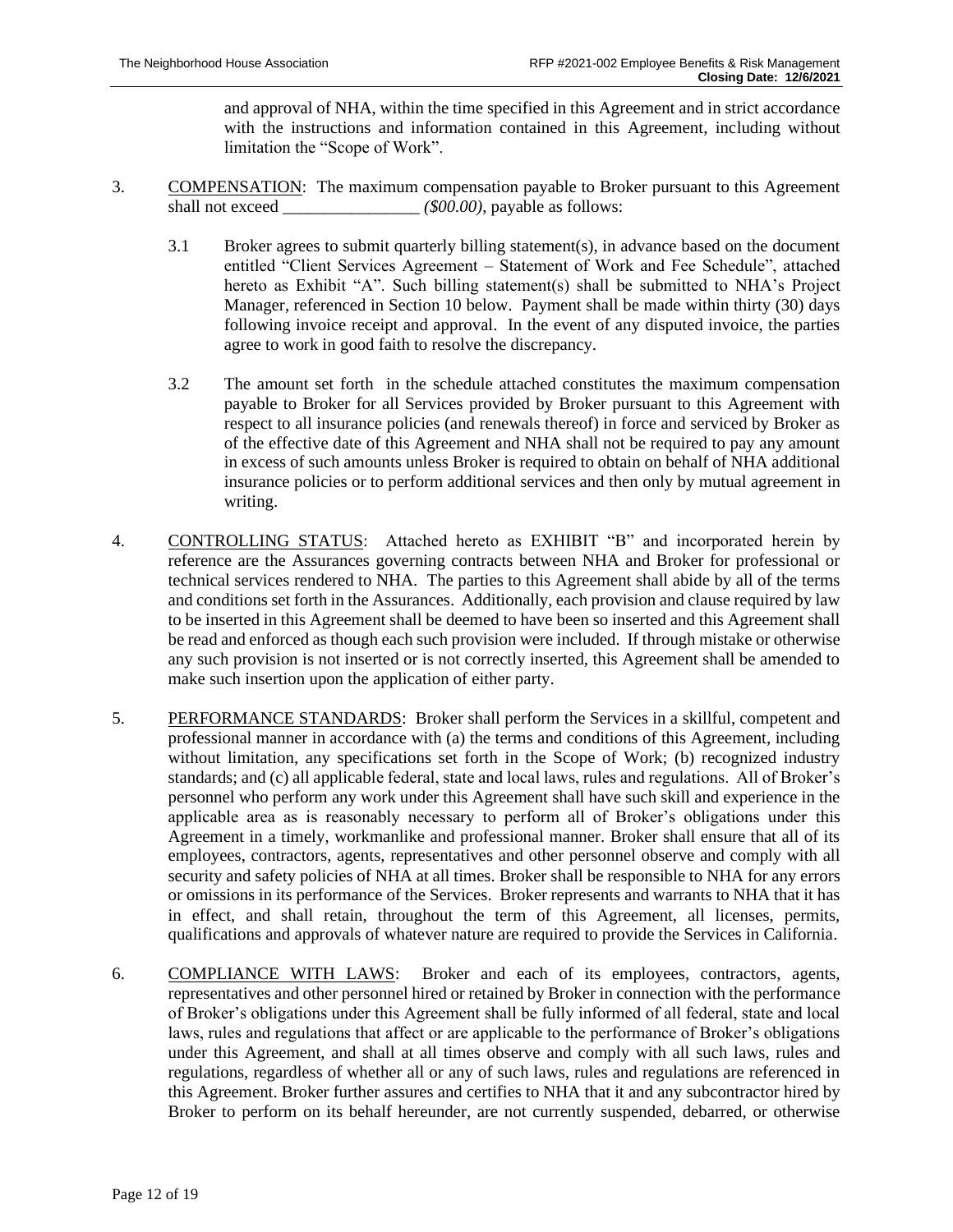and approval of NHA, within the time specified in this Agreement and in strict accordance with the instructions and information contained in this Agreement, including without limitation the "Scope of Work".

3. COMPENSATION: The maximum compensation payable to Broker pursuant to this Agreement shall not exceed ________________ *($00.00)*, payable as follows:

   3.1 Broker agrees to submit quarterly billing statement(s), in advance based on the document entitled "Client Services Agreement – Statement of Work and Fee Schedule", attached hereto as Exhibit "A". Such billing statement(s) shall be submitted to NHA's Project Manager, referenced in Section 10 below. Payment shall be made within thirty (30) days following invoice receipt and approval. In the event of any disputed invoice, the parties agree to work in good faith to resolve the discrepancy.

   3.2 The amount set forth in the schedule attached constitutes the maximum compensation payable to Broker for all Services provided by Broker pursuant to this Agreement with respect to all insurance policies (and renewals thereof) in force and serviced by Broker as of the effective date of this Agreement and NHA shall not be required to pay any amount in excess of such amounts unless Broker is required to obtain on behalf of NHA additional insurance policies or to perform additional services and then only by mutual agreement in writing.

4. CONTROLLING STATUS: Attached hereto as EXHIBIT "B" and incorporated herein by reference are the Assurances governing contracts between NHA and Broker for professional or technical services rendered to NHA. The parties to this Agreement shall abide by all of the terms and conditions set forth in the Assurances. Additionally, each provision and clause required by law to be inserted in this Agreement shall be deemed to have been so inserted and this Agreement shall be read and enforced as though each such provision were included. If through mistake or otherwise any such provision is not inserted or is not correctly inserted, this Agreement shall be amended to make such insertion upon the application of either party.

5. PERFORMANCE STANDARDS: Broker shall perform the Services in a skillful, competent and professional manner in accordance with (a) the terms and conditions of this Agreement, including without limitation, any specifications set forth in the Scope of Work; (b) recognized industry standards; and (c) all applicable federal, state and local laws, rules and regulations. All of Broker's personnel who perform any work under this Agreement shall have such skill and experience in the applicable area as is reasonably necessary to perform all of Broker's obligations under this Agreement in a timely, workmanlike and professional manner. Broker shall ensure that all of its employees, contractors, agents, representatives and other personnel observe and comply with all security and safety policies of NHA at all times. Broker shall be responsible to NHA for any errors or omissions in its performance of the Services. Broker represents and warrants to NHA that it has in effect, and shall retain, throughout the term of this Agreement, all licenses, permits, qualifications and approvals of whatever nature are required to provide the Services in California.

6. COMPLIANCE WITH LAWS: Broker and each of its employees, contractors, agents, representatives and other personnel hired or retained by Broker in connection with the performance of Broker's obligations under this Agreement shall be fully informed of all federal, state and local laws, rules and regulations that affect or are applicable to the performance of Broker's obligations under this Agreement, and shall at all times observe and comply with all such laws, rules and regulations, regardless of whether all or any of such laws, rules and regulations are referenced in this Agreement. Broker further assures and certifies to NHA that it and any subcontractor hired by Broker to perform on its behalf hereunder, are not currently suspended, debarred, or otherwise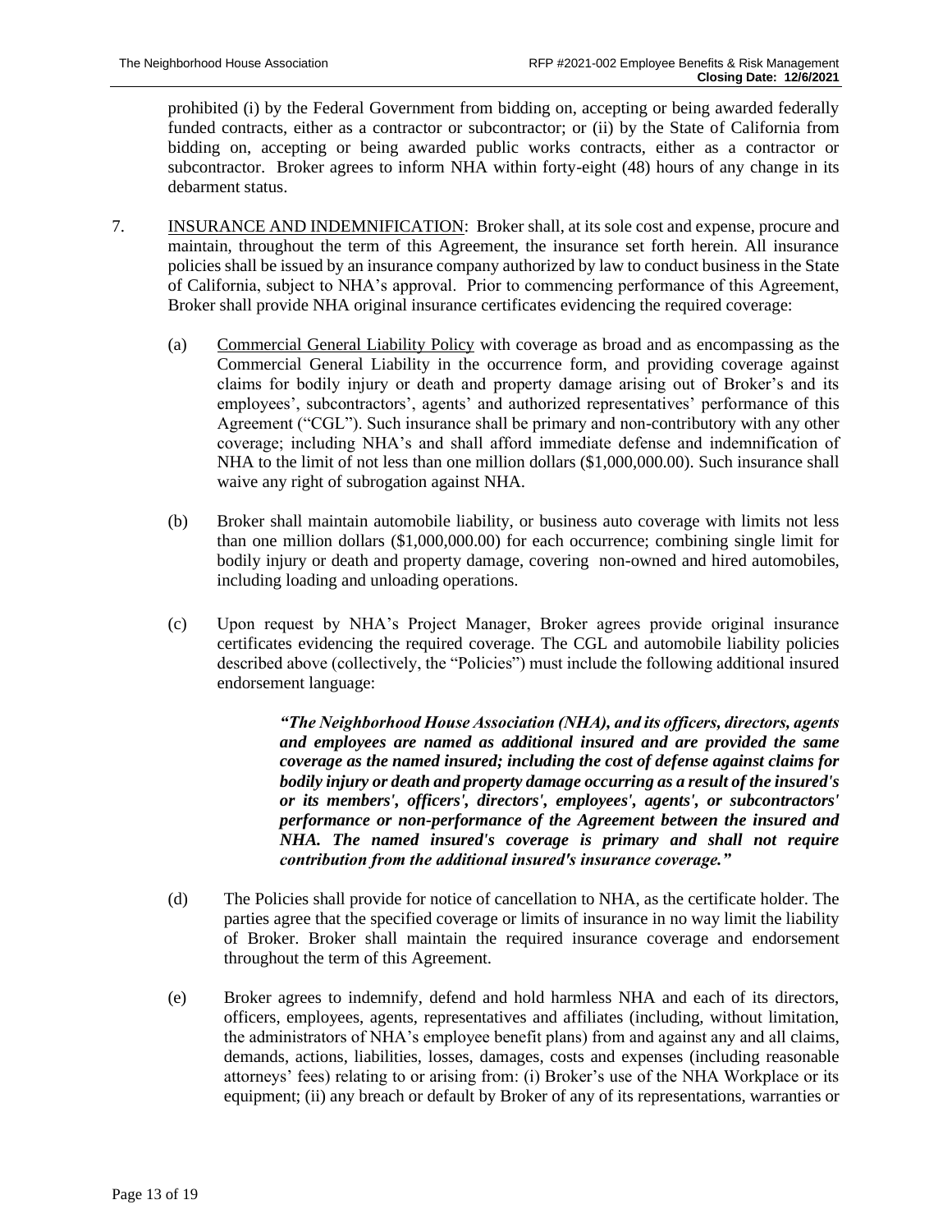prohibited (i) by the Federal Government from bidding on, accepting or being awarded federally funded contracts, either as a contractor or subcontractor; or (ii) by the State of California from bidding on, accepting or being awarded public works contracts, either as a contractor or subcontractor. Broker agrees to inform NHA within forty-eight (48) hours of any change in its debarment status.

7. INSURANCE AND INDEMNIFICATION: Broker shall, at its sole cost and expense, procure and maintain, throughout the term of this Agreement, the insurance set forth herein. All insurance policies shall be issued by an insurance company authorized by law to conduct business in the State of California, subject to NHA's approval. Prior to commencing performance of this Agreement, Broker shall provide NHA original insurance certificates evidencing the required coverage:

   (a) Commercial General Liability Policy with coverage as broad and as encompassing as the Commercial General Liability in the occurrence form, and providing coverage against claims for bodily injury or death and property damage arising out of Broker's and its employees', subcontractors', agents' and authorized representatives' performance of this Agreement ("CGL"). Such insurance shall be primary and non-contributory with any other coverage; including NHA's and shall afford immediate defense and indemnification of NHA to the limit of not less than one million dollars ($1,000,000.00). Such insurance shall waive any right of subrogation against NHA.

   (b) Broker shall maintain automobile liability, or business auto coverage with limits not less than one million dollars ($1,000,000.00) for each occurrence; combining single limit for bodily injury or death and property damage, covering non-owned and hired automobiles, including loading and unloading operations.

   (c) Upon request by NHA's Project Manager, Broker agrees provide original insurance certificates evidencing the required coverage. The CGL and automobile liability policies described above (collectively, the "Policies") must include the following additional insured endorsement language:

      ***"The Neighborhood House Association (NHA), and its officers, directors, agents and employees are named as additional insured and are provided the same coverage as the named insured; including the cost of defense against claims for bodily injury or death and property damage occurring as a result of the insured's or its members', officers', directors', employees', agents', or subcontractors' performance or non-performance of the Agreement between the insured and NHA. The named insured's coverage is primary and shall not require contribution from the additional insured's insurance coverage."***

   (d) The Policies shall provide for notice of cancellation to NHA, as the certificate holder. The parties agree that the specified coverage or limits of insurance in no way limit the liability of Broker. Broker shall maintain the required insurance coverage and endorsement throughout the term of this Agreement.

   (e) Broker agrees to indemnify, defend and hold harmless NHA and each of its directors, officers, employees, agents, representatives and affiliates (including, without limitation, the administrators of NHA's employee benefit plans) from and against any and all claims, demands, actions, liabilities, losses, damages, costs and expenses (including reasonable attorneys' fees) relating to or arising from: (i) Broker's use of the NHA Workplace or its equipment; (ii) any breach or default by Broker of any of its representations, warranties or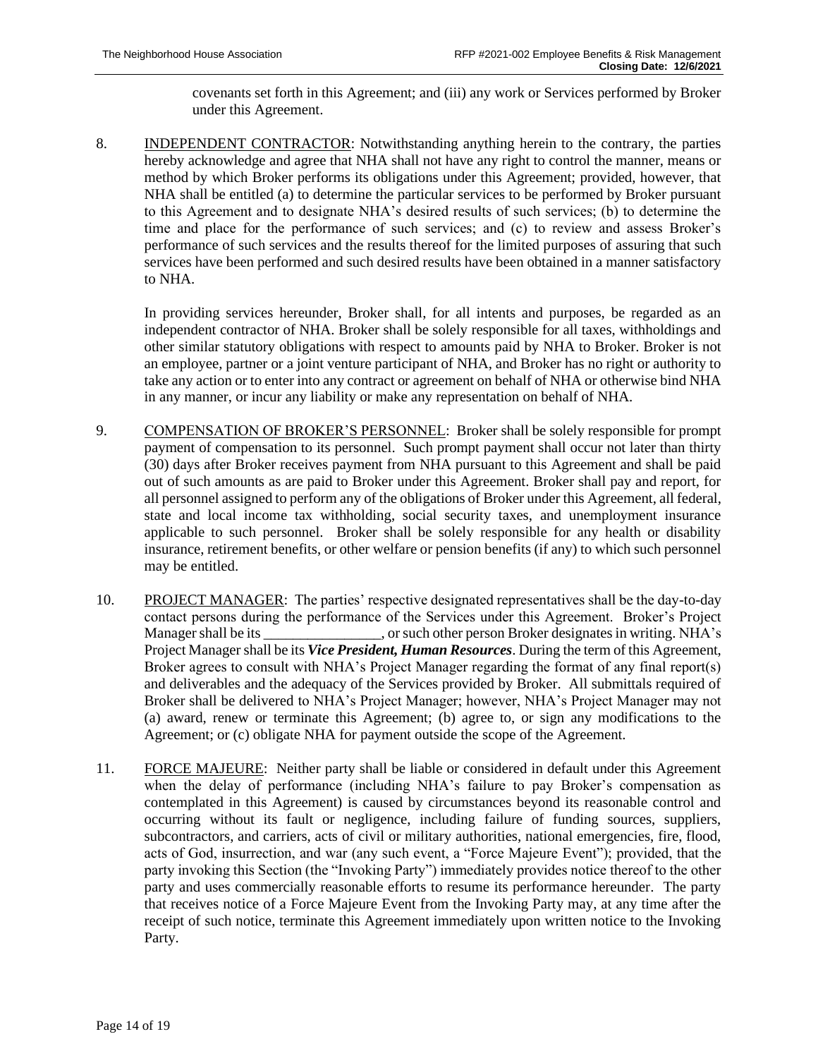covenants set forth in this Agreement; and (iii) any work or Services performed by Broker under this Agreement.

8. <u>INDEPENDENT CONTRACTOR</u>: Notwithstanding anything herein to the contrary, the parties hereby acknowledge and agree that NHA shall not have any right to control the manner, means or method by which Broker performs its obligations under this Agreement; provided, however, that NHA shall be entitled (a) to determine the particular services to be performed by Broker pursuant to this Agreement and to designate NHA's desired results of such services; (b) to determine the time and place for the performance of such services; and (c) to review and assess Broker's performance of such services and the results thereof for the limited purposes of assuring that such services have been performed and such desired results have been obtained in a manner satisfactory to NHA.

   In providing services hereunder, Broker shall, for all intents and purposes, be regarded as an independent contractor of NHA. Broker shall be solely responsible for all taxes, withholdings and other similar statutory obligations with respect to amounts paid by NHA to Broker. Broker is not an employee, partner or a joint venture participant of NHA, and Broker has no right or authority to take any action or to enter into any contract or agreement on behalf of NHA or otherwise bind NHA in any manner, or incur any liability or make any representation on behalf of NHA.

9. <u>COMPENSATION OF BROKER'S PERSONNEL</u>: Broker shall be solely responsible for prompt payment of compensation to its personnel. Such prompt payment shall occur not later than thirty (30) days after Broker receives payment from NHA pursuant to this Agreement and shall be paid out of such amounts as are paid to Broker under this Agreement. Broker shall pay and report, for all personnel assigned to perform any of the obligations of Broker under this Agreement, all federal, state and local income tax withholding, social security taxes, and unemployment insurance applicable to such personnel. Broker shall be solely responsible for any health or disability insurance, retirement benefits, or other welfare or pension benefits (if any) to which such personnel may be entitled.

10. <u>PROJECT MANAGER</u>: The parties' respective designated representatives shall be the day-to-day contact persons during the performance of the Services under this Agreement. Broker's Project Manager shall be its ________________, or such other person Broker designates in writing. NHA's Project Manager shall be its ***Vice President, Human Resources***. During the term of this Agreement, Broker agrees to consult with NHA's Project Manager regarding the format of any final report(s) and deliverables and the adequacy of the Services provided by Broker. All submittals required of Broker shall be delivered to NHA's Project Manager; however, NHA's Project Manager may not (a) award, renew or terminate this Agreement; (b) agree to, or sign any modifications to the Agreement; or (c) obligate NHA for payment outside the scope of the Agreement.

11. <u>FORCE MAJEURE</u>: Neither party shall be liable or considered in default under this Agreement when the delay of performance (including NHA's failure to pay Broker's compensation as contemplated in this Agreement) is caused by circumstances beyond its reasonable control and occurring without its fault or negligence, including failure of funding sources, suppliers, subcontractors, and carriers, acts of civil or military authorities, national emergencies, fire, flood, acts of God, insurrection, and war (any such event, a "Force Majeure Event"); provided, that the party invoking this Section (the "Invoking Party") immediately provides notice thereof to the other party and uses commercially reasonable efforts to resume its performance hereunder. The party that receives notice of a Force Majeure Event from the Invoking Party may, at any time after the receipt of such notice, terminate this Agreement immediately upon written notice to the Invoking Party.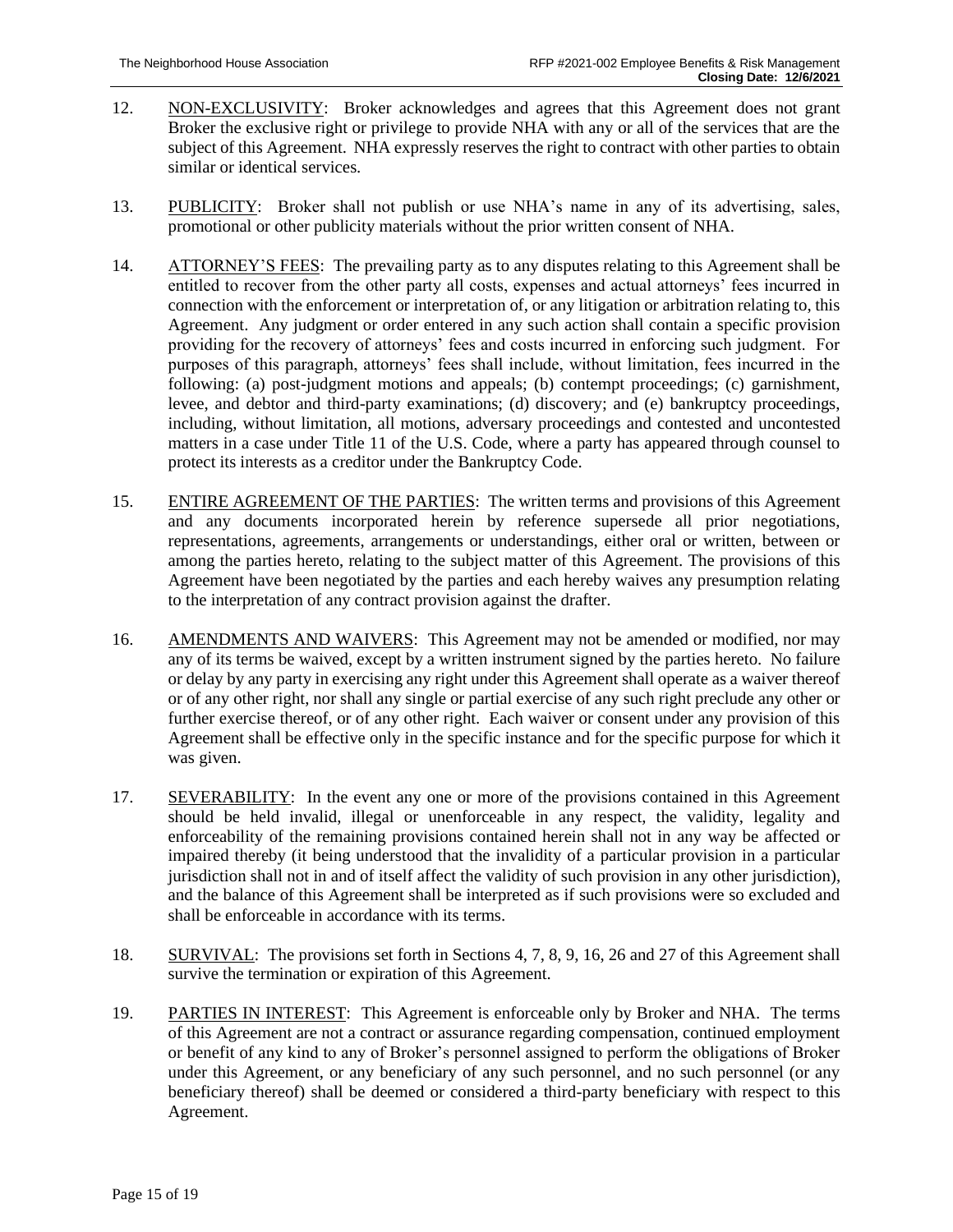12. <u>NON-EXCLUSIVITY</u>: Broker acknowledges and agrees that this Agreement does not grant Broker the exclusive right or privilege to provide NHA with any or all of the services that are the subject of this Agreement. NHA expressly reserves the right to contract with other parties to obtain similar or identical services.

13. <u>PUBLICITY</u>: Broker shall not publish or use NHA's name in any of its advertising, sales, promotional or other publicity materials without the prior written consent of NHA.

14. <u>ATTORNEY'S FEES</u>: The prevailing party as to any disputes relating to this Agreement shall be entitled to recover from the other party all costs, expenses and actual attorneys' fees incurred in connection with the enforcement or interpretation of, or any litigation or arbitration relating to, this Agreement. Any judgment or order entered in any such action shall contain a specific provision providing for the recovery of attorneys' fees and costs incurred in enforcing such judgment. For purposes of this paragraph, attorneys' fees shall include, without limitation, fees incurred in the following: (a) post-judgment motions and appeals; (b) contempt proceedings; (c) garnishment, levee, and debtor and third-party examinations; (d) discovery; and (e) bankruptcy proceedings, including, without limitation, all motions, adversary proceedings and contested and uncontested matters in a case under Title 11 of the U.S. Code, where a party has appeared through counsel to protect its interests as a creditor under the Bankruptcy Code.

15. <u>ENTIRE AGREEMENT OF THE PARTIES</u>: The written terms and provisions of this Agreement and any documents incorporated herein by reference supersede all prior negotiations, representations, agreements, arrangements or understandings, either oral or written, between or among the parties hereto, relating to the subject matter of this Agreement. The provisions of this Agreement have been negotiated by the parties and each hereby waives any presumption relating to the interpretation of any contract provision against the drafter.

16. <u>AMENDMENTS AND WAIVERS</u>: This Agreement may not be amended or modified, nor may any of its terms be waived, except by a written instrument signed by the parties hereto. No failure or delay by any party in exercising any right under this Agreement shall operate as a waiver thereof or of any other right, nor shall any single or partial exercise of any such right preclude any other or further exercise thereof, or of any other right. Each waiver or consent under any provision of this Agreement shall be effective only in the specific instance and for the specific purpose for which it was given.

17. <u>SEVERABILITY</u>: In the event any one or more of the provisions contained in this Agreement should be held invalid, illegal or unenforceable in any respect, the validity, legality and enforceability of the remaining provisions contained herein shall not in any way be affected or impaired thereby (it being understood that the invalidity of a particular provision in a particular jurisdiction shall not in and of itself affect the validity of such provision in any other jurisdiction), and the balance of this Agreement shall be interpreted as if such provisions were so excluded and shall be enforceable in accordance with its terms.

18. <u>SURVIVAL</u>: The provisions set forth in Sections 4, 7, 8, 9, 16, 26 and 27 of this Agreement shall survive the termination or expiration of this Agreement.

19. <u>PARTIES IN INTEREST</u>: This Agreement is enforceable only by Broker and NHA. The terms of this Agreement are not a contract or assurance regarding compensation, continued employment or benefit of any kind to any of Broker's personnel assigned to perform the obligations of Broker under this Agreement, or any beneficiary of any such personnel, and no such personnel (or any beneficiary thereof) shall be deemed or considered a third-party beneficiary with respect to this Agreement.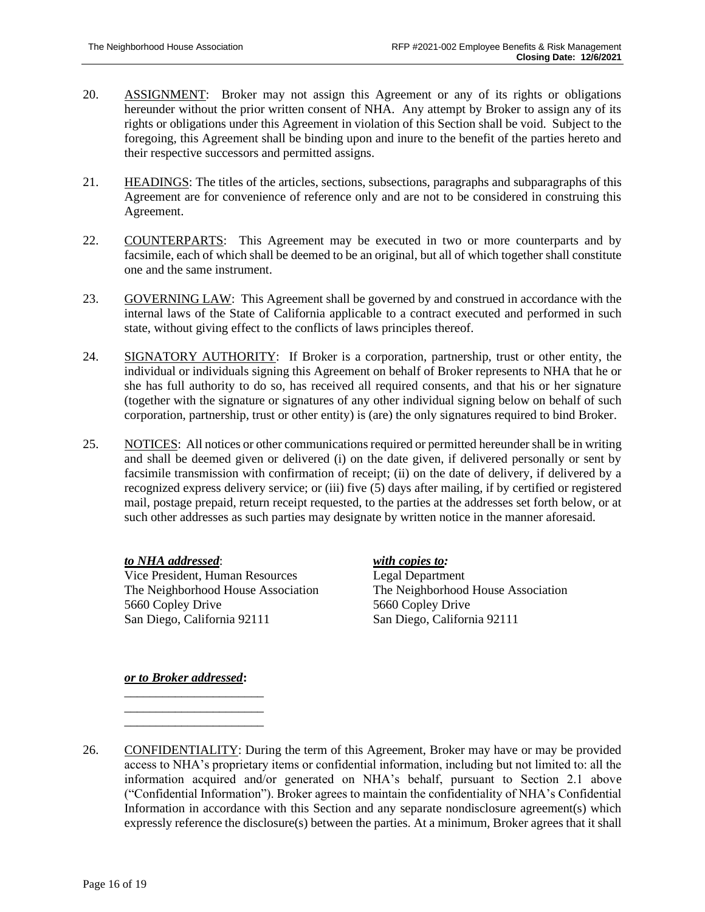20. ASSIGNMENT: Broker may not assign this Agreement or any of its rights or obligations hereunder without the prior written consent of NHA. Any attempt by Broker to assign any of its rights or obligations under this Agreement in violation of this Section shall be void. Subject to the foregoing, this Agreement shall be binding upon and inure to the benefit of the parties hereto and their respective successors and permitted assigns.

21. HEADINGS: The titles of the articles, sections, subsections, paragraphs and subparagraphs of this Agreement are for convenience of reference only and are not to be considered in construing this Agreement.

22. COUNTERPARTS: This Agreement may be executed in two or more counterparts and by facsimile, each of which shall be deemed to be an original, but all of which together shall constitute one and the same instrument.

23. GOVERNING LAW: This Agreement shall be governed by and construed in accordance with the internal laws of the State of California applicable to a contract executed and performed in such state, without giving effect to the conflicts of laws principles thereof.

24. SIGNATORY AUTHORITY: If Broker is a corporation, partnership, trust or other entity, the individual or individuals signing this Agreement on behalf of Broker represents to NHA that he or she has full authority to do so, has received all required consents, and that his or her signature (together with the signature or signatures of any other individual signing below on behalf of such corporation, partnership, trust or other entity) is (are) the only signatures required to bind Broker.

25. NOTICES: All notices or other communications required or permitted hereunder shall be in writing and shall be deemed given or delivered (i) on the date given, if delivered personally or sent by facsimile transmission with confirmation of receipt; (ii) on the date of delivery, if delivered by a recognized express delivery service; or (iii) five (5) days after mailing, if by certified or registered mail, postage prepaid, return receipt requested, to the parties at the addresses set forth below, or at such other addresses as such parties may designate by written notice in the manner aforesaid.

***to NHA addressed***:
Vice President, Human Resources
The Neighborhood House Association
5660 Copley Drive
San Diego, California 92111

***with copies to:***
Legal Department
The Neighborhood House Association
5660 Copley Drive
San Diego, California 92111

***or to Broker addressed*:**
______________________
______________________
______________________

26. CONFIDENTIALITY: During the term of this Agreement, Broker may have or may be provided access to NHA's proprietary items or confidential information, including but not limited to: all the information acquired and/or generated on NHA's behalf, pursuant to Section 2.1 above ("Confidential Information"). Broker agrees to maintain the confidentiality of NHA's Confidential Information in accordance with this Section and any separate nondisclosure agreement(s) which expressly reference the disclosure(s) between the parties. At a minimum, Broker agrees that it shall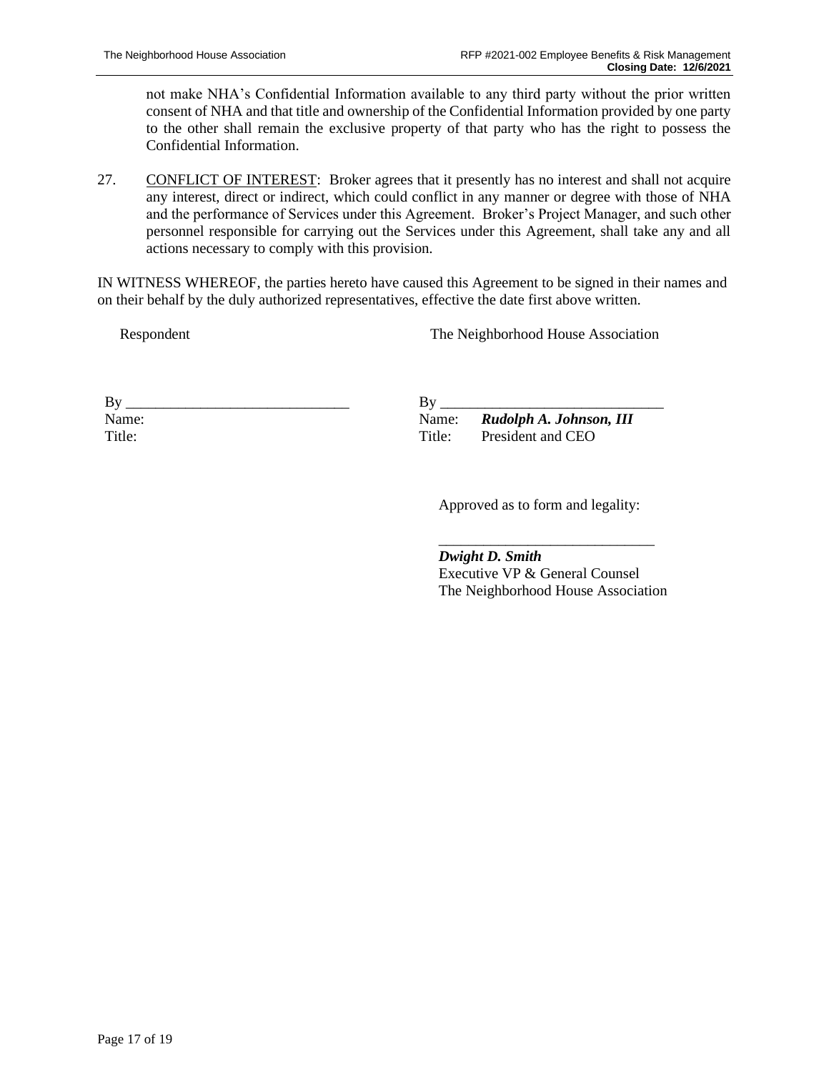not make NHA's Confidential Information available to any third party without the prior written consent of NHA and that title and ownership of the Confidential Information provided by one party to the other shall remain the exclusive property of that party who has the right to possess the Confidential Information.

27. CONFLICT OF INTEREST: Broker agrees that it presently has no interest and shall not acquire any interest, direct or indirect, which could conflict in any manner or degree with those of NHA and the performance of Services under this Agreement. Broker's Project Manager, and such other personnel responsible for carrying out the Services under this Agreement, shall take any and all actions necessary to comply with this provision.

IN WITNESS WHEREOF, the parties hereto have caused this Agreement to be signed in their names and on their behalf by the duly authorized representatives, effective the date first above written.

| Respondent | The Neighborhood House Association |
|---|---|
| By ______________________________ | By ______________________________ |
| Name: | Name: ***Rudolph A. Johnson, III*** |
| Title: | Title: President and CEO |

Approved as to form and legality:

______________________________

***Dwight D. Smith***
Executive VP & General Counsel
The Neighborhood House Association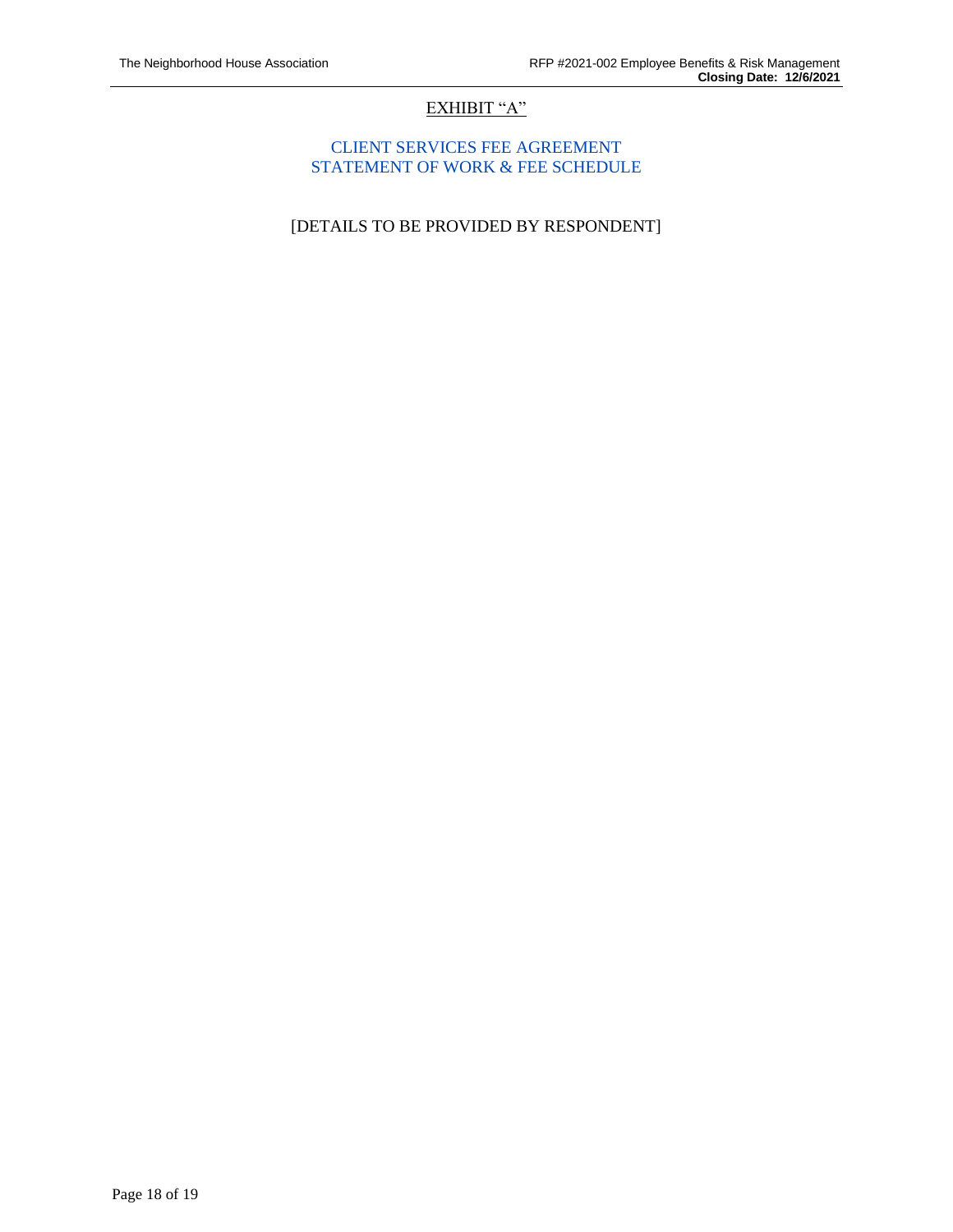# EXHIBIT "A"

## CLIENT SERVICES FEE AGREEMENT
## STATEMENT OF WORK & FEE SCHEDULE

[DETAILS TO BE PROVIDED BY RESPONDENT]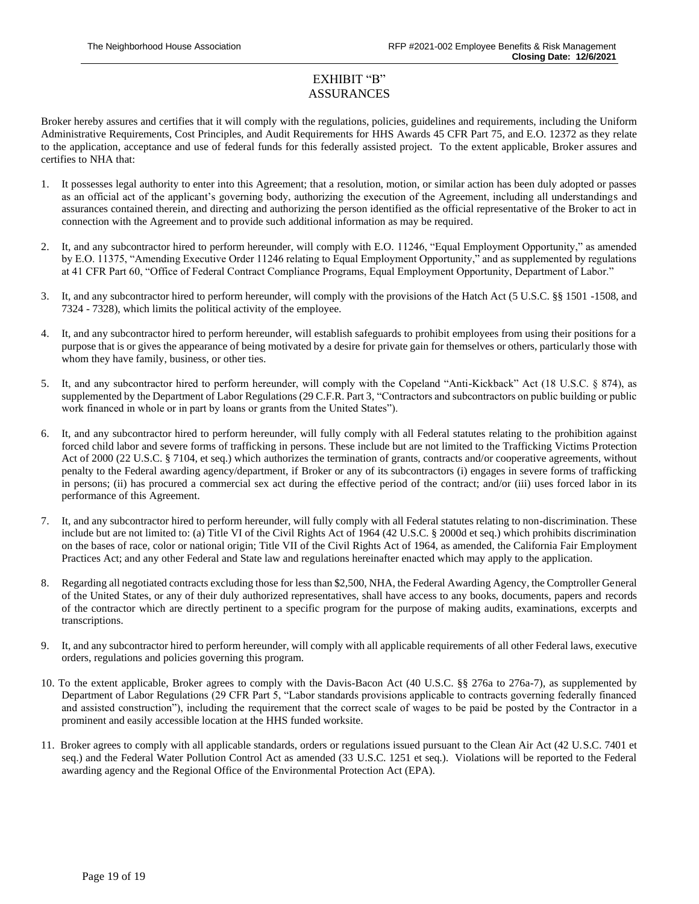# EXHIBIT "B"
# ASSURANCES

Broker hereby assures and certifies that it will comply with the regulations, policies, guidelines and requirements, including the Uniform Administrative Requirements, Cost Principles, and Audit Requirements for HHS Awards 45 CFR Part 75, and E.O. 12372 as they relate to the application, acceptance and use of federal funds for this federally assisted project. To the extent applicable, Broker assures and certifies to NHA that:

1. It possesses legal authority to enter into this Agreement; that a resolution, motion, or similar action has been duly adopted or passes as an official act of the applicant's governing body, authorizing the execution of the Agreement, including all understandings and assurances contained therein, and directing and authorizing the person identified as the official representative of the Broker to act in connection with the Agreement and to provide such additional information as may be required.

2. It, and any subcontractor hired to perform hereunder, will comply with E.O. 11246, "Equal Employment Opportunity," as amended by E.O. 11375, "Amending Executive Order 11246 relating to Equal Employment Opportunity," and as supplemented by regulations at 41 CFR Part 60, "Office of Federal Contract Compliance Programs, Equal Employment Opportunity, Department of Labor."

3. It, and any subcontractor hired to perform hereunder, will comply with the provisions of the Hatch Act (5 U.S.C. §§ 1501 -1508, and 7324 - 7328), which limits the political activity of the employee.

4. It, and any subcontractor hired to perform hereunder, will establish safeguards to prohibit employees from using their positions for a purpose that is or gives the appearance of being motivated by a desire for private gain for themselves or others, particularly those with whom they have family, business, or other ties.

5. It, and any subcontractor hired to perform hereunder, will comply with the Copeland "Anti-Kickback" Act (18 U.S.C. § 874), as supplemented by the Department of Labor Regulations (29 C.F.R. Part 3, "Contractors and subcontractors on public building or public work financed in whole or in part by loans or grants from the United States").

6. It, and any subcontractor hired to perform hereunder, will fully comply with all Federal statutes relating to the prohibition against forced child labor and severe forms of trafficking in persons. These include but are not limited to the Trafficking Victims Protection Act of 2000 (22 U.S.C. § 7104, et seq.) which authorizes the termination of grants, contracts and/or cooperative agreements, without penalty to the Federal awarding agency/department, if Broker or any of its subcontractors (i) engages in severe forms of trafficking in persons; (ii) has procured a commercial sex act during the effective period of the contract; and/or (iii) uses forced labor in its performance of this Agreement.

7. It, and any subcontractor hired to perform hereunder, will fully comply with all Federal statutes relating to non-discrimination. These include but are not limited to: (a) Title VI of the Civil Rights Act of 1964 (42 U.S.C. § 2000d et seq.) which prohibits discrimination on the bases of race, color or national origin; Title VII of the Civil Rights Act of 1964, as amended, the California Fair Employment Practices Act; and any other Federal and State law and regulations hereinafter enacted which may apply to the application.

8. Regarding all negotiated contracts excluding those for less than $2,500, NHA, the Federal Awarding Agency, the Comptroller General of the United States, or any of their duly authorized representatives, shall have access to any books, documents, papers and records of the contractor which are directly pertinent to a specific program for the purpose of making audits, examinations, excerpts and transcriptions.

9. It, and any subcontractor hired to perform hereunder, will comply with all applicable requirements of all other Federal laws, executive orders, regulations and policies governing this program.

10. To the extent applicable, Broker agrees to comply with the Davis-Bacon Act (40 U.S.C. §§ 276a to 276a-7), as supplemented by Department of Labor Regulations (29 CFR Part 5, "Labor standards provisions applicable to contracts governing federally financed and assisted construction"), including the requirement that the correct scale of wages to be paid be posted by the Contractor in a prominent and easily accessible location at the HHS funded worksite.

11. Broker agrees to comply with all applicable standards, orders or regulations issued pursuant to the Clean Air Act (42 U.S.C. 7401 et seq.) and the Federal Water Pollution Control Act as amended (33 U.S.C. 1251 et seq.). Violations will be reported to the Federal awarding agency and the Regional Office of the Environmental Protection Act (EPA).